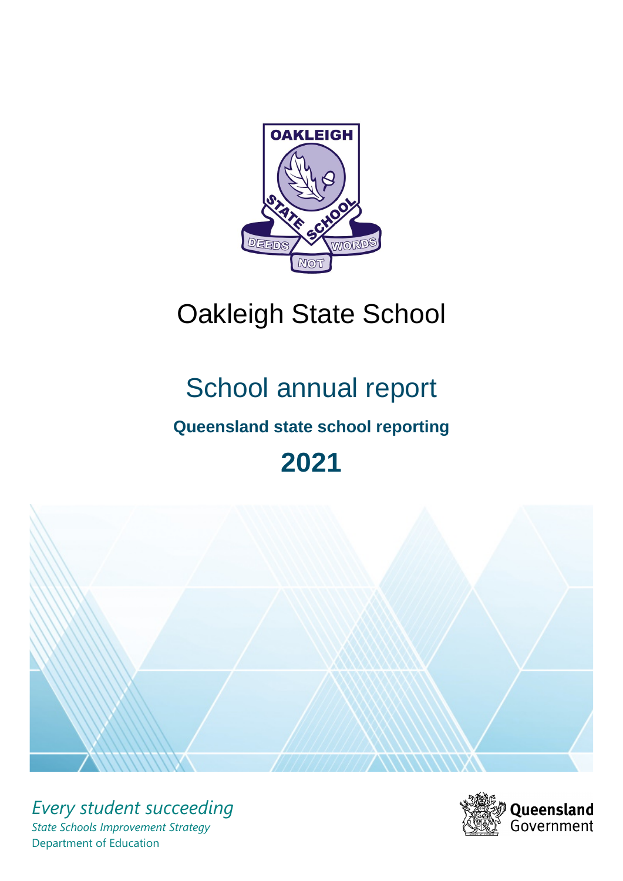# Oakleigh State School

## School annual report

### Queensland state school reporting

## 2021

*Every student succeeding*

*State Schools Improvement Strategy*

Department of Education

Queensland Government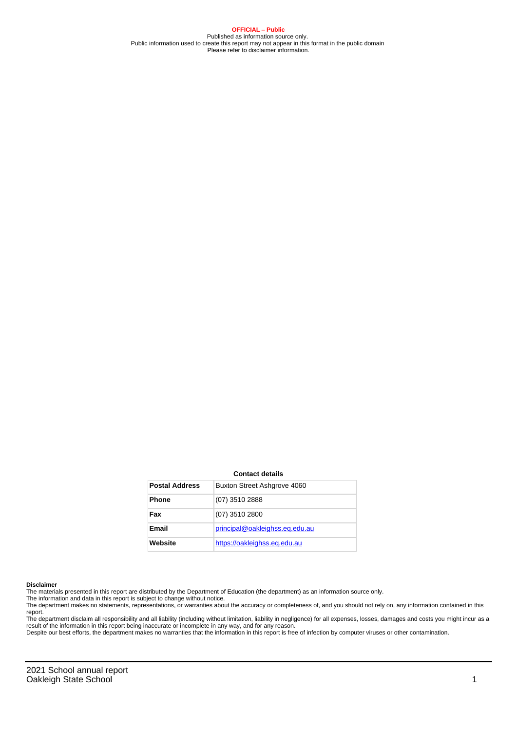**OFFICIAL – Public**
Published as information source only.
Public information used to create this report may not appear in this format in the public domain
Please refer to disclaimer information.

**Contact details**

| Postal Address | Buxton Street Ashgrove 4060 |
|---|---|
| Phone | (07) 3510 2888 |
| Fax | (07) 3510 2800 |
| Email | principal@oakleighss.eq.edu.au |
| Website | https://oakleighss.eq.edu.au |

**Disclaimer**

The materials presented in this report are distributed by the Department of Education (the department) as an information source only.

The information and data in this report is subject to change without notice.

The department makes no statements, representations, or warranties about the accuracy or completeness of, and you should not rely on, any information contained in this report.

The department disclaim all responsibility and all liability (including without limitation, liability in negligence) for all expenses, losses, damages and costs you might incur as a result of the information in this report being inaccurate or incomplete in any way, and for any reason.

Despite our best efforts, the department makes no warranties that the information in this report is free of infection by computer viruses or other contamination.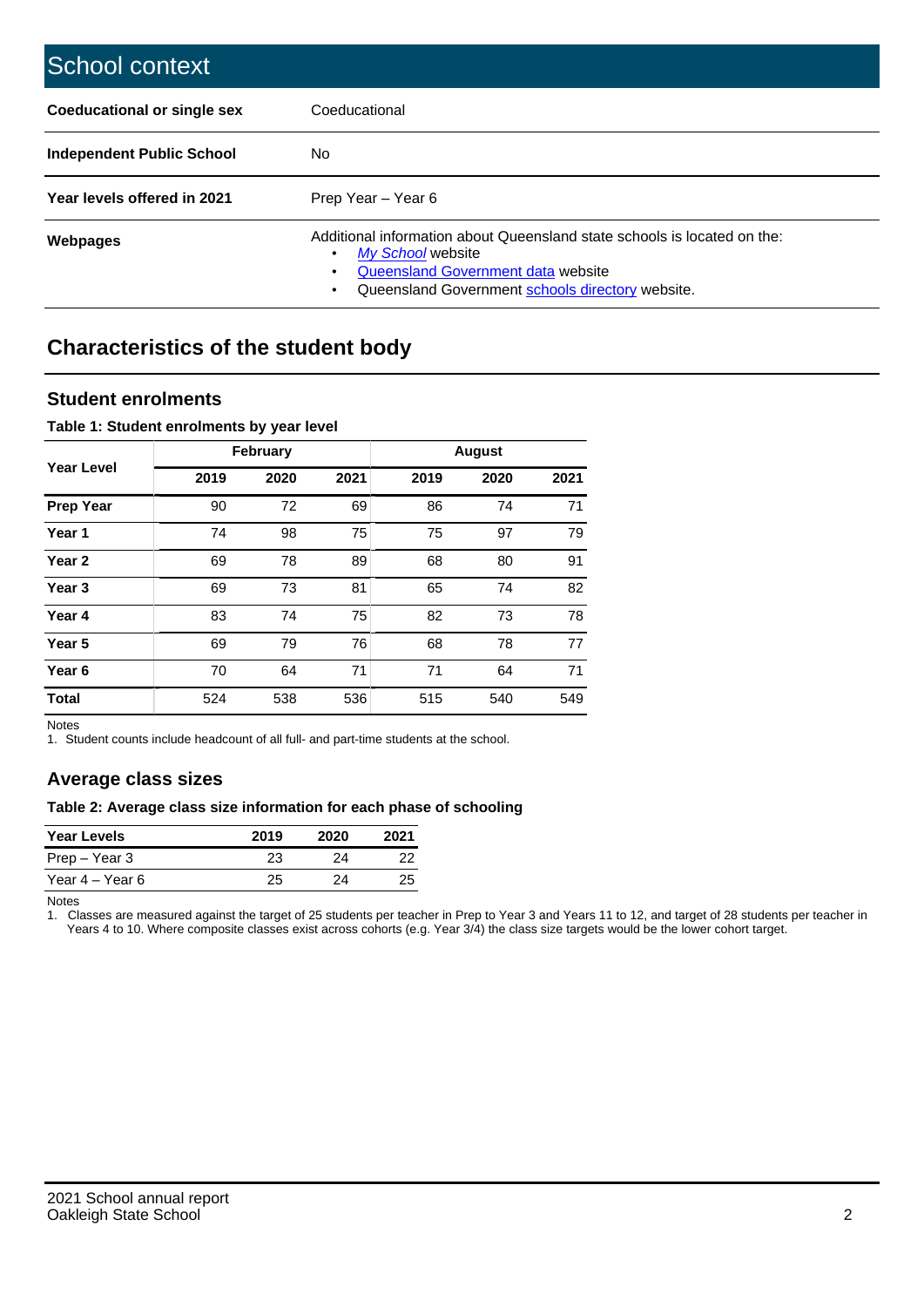## School context

| | |
|---|---|
| **Coeducational or single sex** | Coeducational |
| **Independent Public School** | No |
| **Year levels offered in 2021** | Prep Year – Year 6 |
| **Webpages** | Additional information about Queensland state schools is located on the: • *My School* website • Queensland Government data website • Queensland Government schools directory website. |

## Characteristics of the student body

### Student enrolments

**Table 1: Student enrolments by year level**

| Year Level | February | | | August | | |
|---|---|---|---|---|---|---|
| | **2019** | **2020** | **2021** | **2019** | **2020** | **2021** |
| **Prep Year** | 90 | 72 | 69 | 86 | 74 | 71 |
| **Year 1** | 74 | 98 | 75 | 75 | 97 | 79 |
| **Year 2** | 69 | 78 | 89 | 68 | 80 | 91 |
| **Year 3** | 69 | 73 | 81 | 65 | 74 | 82 |
| **Year 4** | 83 | 74 | 75 | 82 | 73 | 78 |
| **Year 5** | 69 | 79 | 76 | 68 | 78 | 77 |
| **Year 6** | 70 | 64 | 71 | 71 | 64 | 71 |
| **Total** | 524 | 538 | 536 | 515 | 540 | 549 |

Notes
1. Student counts include headcount of all full- and part-time students at the school.

### Average class sizes

**Table 2: Average class size information for each phase of schooling**

| Year Levels | 2019 | 2020 | 2021 |
|---|---|---|---|
| Prep – Year 3 | 23 | 24 | 22 |
| Year 4 – Year 6 | 25 | 24 | 25 |

Notes
1. Classes are measured against the target of 25 students per teacher in Prep to Year 3 and Years 11 to 12, and target of 28 students per teacher in Years 4 to 10. Where composite classes exist across cohorts (e.g. Year 3/4) the class size targets would be the lower cohort target.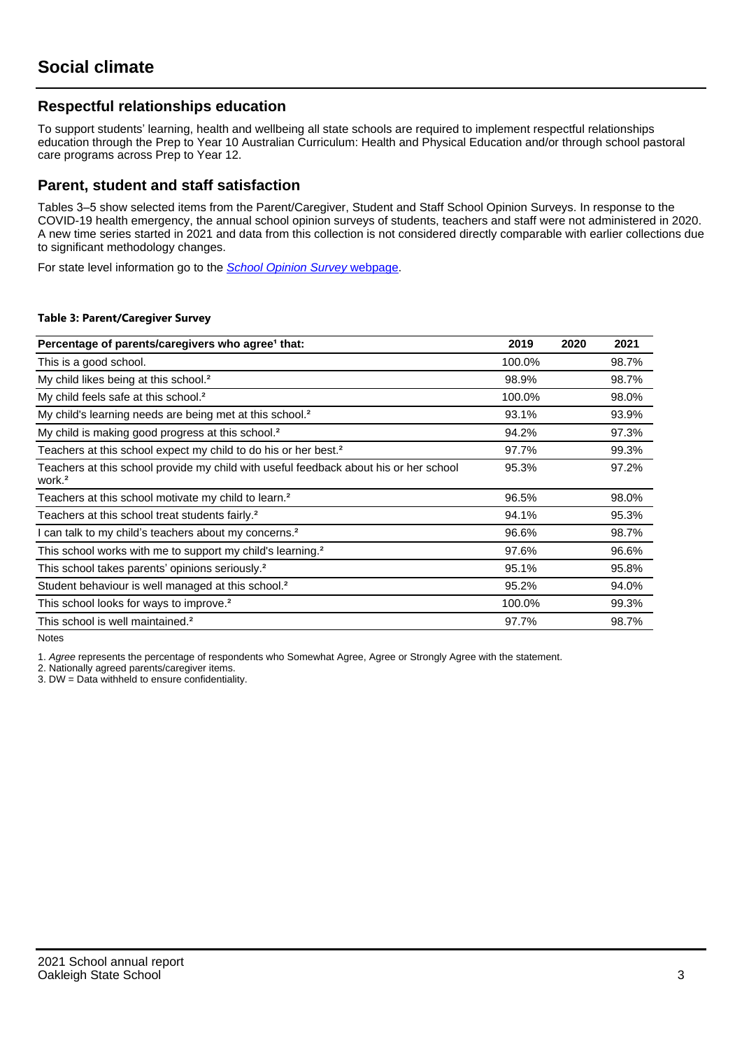# Social climate

## Respectful relationships education

To support students' learning, health and wellbeing all state schools are required to implement respectful relationships education through the Prep to Year 10 Australian Curriculum: Health and Physical Education and/or through school pastoral care programs across Prep to Year 12.

## Parent, student and staff satisfaction

Tables 3–5 show selected items from the Parent/Caregiver, Student and Staff School Opinion Surveys. In response to the COVID-19 health emergency, the annual school opinion surveys of students, teachers and staff were not administered in 2020. A new time series started in 2021 and data from this collection is not considered directly comparable with earlier collections due to significant methodology changes.

For state level information go to the *School Opinion Survey* webpage.

**Table 3: Parent/Caregiver Survey**

| Percentage of parents/caregivers who agree[1] that: | 2019 | 2020 | 2021 |
|---|---|---|---|
| This is a good school. | 100.0% | | 98.7% |
| My child likes being at this school.[2] | 98.9% | | 98.7% |
| My child feels safe at this school.[2] | 100.0% | | 98.0% |
| My child's learning needs are being met at this school.[2] | 93.1% | | 93.9% |
| My child is making good progress at this school.[2] | 94.2% | | 97.3% |
| Teachers at this school expect my child to do his or her best.[2] | 97.7% | | 99.3% |
| Teachers at this school provide my child with useful feedback about his or her school work.[2] | 95.3% | | 97.2% |
| Teachers at this school motivate my child to learn.[2] | 96.5% | | 98.0% |
| Teachers at this school treat students fairly.[2] | 94.1% | | 95.3% |
| I can talk to my child's teachers about my concerns.[2] | 96.6% | | 98.7% |
| This school works with me to support my child's learning.[2] | 97.6% | | 96.6% |
| This school takes parents' opinions seriously.[2] | 95.1% | | 95.8% |
| Student behaviour is well managed at this school.[2] | 95.2% | | 94.0% |
| This school looks for ways to improve.[2] | 100.0% | | 99.3% |
| This school is well maintained.[2] | 97.7% | | 98.7% |

Notes

1. *Agree* represents the percentage of respondents who Somewhat Agree, Agree or Strongly Agree with the statement.
2. Nationally agreed parents/caregiver items.
3. DW = Data withheld to ensure confidentiality.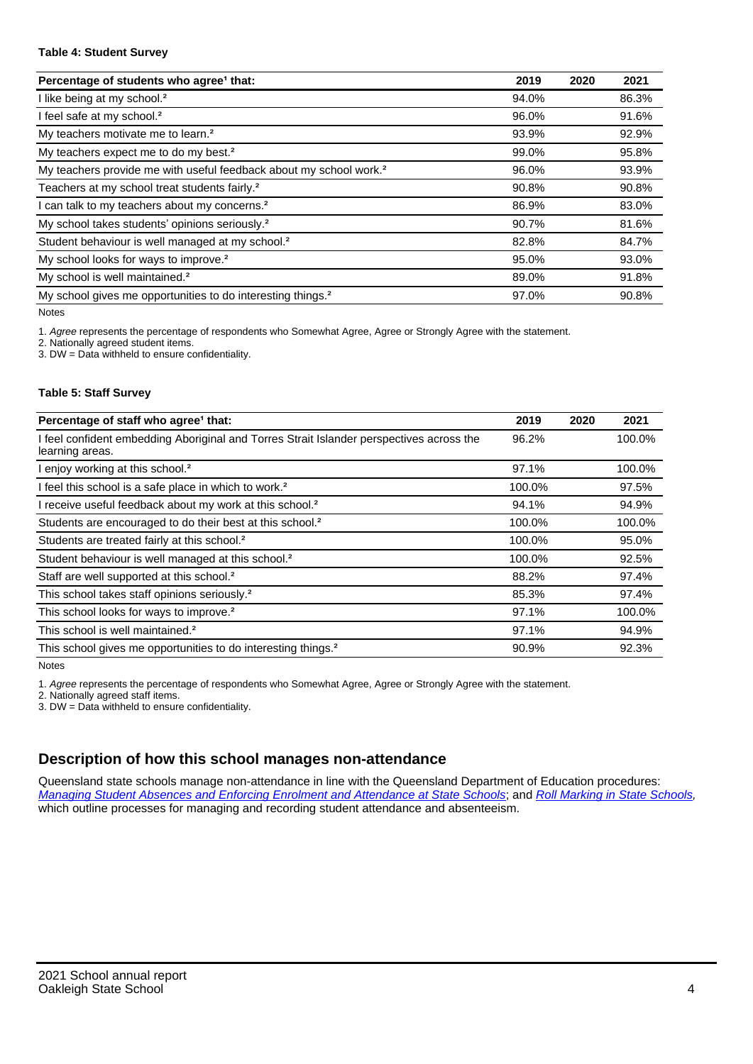**Table 4: Student Survey**

| Percentage of students who agree[1] that: | 2019 | 2020 | 2021 |
|---|---|---|---|
| I like being at my school.[2] | 94.0% | | 86.3% |
| I feel safe at my school.[2] | 96.0% | | 91.6% |
| My teachers motivate me to learn.[2] | 93.9% | | 92.9% |
| My teachers expect me to do my best.[2] | 99.0% | | 95.8% |
| My teachers provide me with useful feedback about my school work.[2] | 96.0% | | 93.9% |
| Teachers at my school treat students fairly.[2] | 90.8% | | 90.8% |
| I can talk to my teachers about my concerns.[2] | 86.9% | | 83.0% |
| My school takes students' opinions seriously.[2] | 90.7% | | 81.6% |
| Student behaviour is well managed at my school.[2] | 82.8% | | 84.7% |
| My school looks for ways to improve.[2] | 95.0% | | 93.0% |
| My school is well maintained.[2] | 89.0% | | 91.8% |
| My school gives me opportunities to do interesting things.[2] | 97.0% | | 90.8% |

Notes

1. *Agree* represents the percentage of respondents who Somewhat Agree, Agree or Strongly Agree with the statement.
2. Nationally agreed student items.
3. DW = Data withheld to ensure confidentiality.

**Table 5: Staff Survey**

| Percentage of staff who agree[1] that: | 2019 | 2020 | 2021 |
|---|---|---|---|
| I feel confident embedding Aboriginal and Torres Strait Islander perspectives across the learning areas. | 96.2% | | 100.0% |
| I enjoy working at this school.[2] | 97.1% | | 100.0% |
| I feel this school is a safe place in which to work.[2] | 100.0% | | 97.5% |
| I receive useful feedback about my work at this school.[2] | 94.1% | | 94.9% |
| Students are encouraged to do their best at this school.[2] | 100.0% | | 100.0% |
| Students are treated fairly at this school.[2] | 100.0% | | 95.0% |
| Student behaviour is well managed at this school.[2] | 100.0% | | 92.5% |
| Staff are well supported at this school.[2] | 88.2% | | 97.4% |
| This school takes staff opinions seriously.[2] | 85.3% | | 97.4% |
| This school looks for ways to improve.[2] | 97.1% | | 100.0% |
| This school is well maintained.[2] | 97.1% | | 94.9% |
| This school gives me opportunities to do interesting things.[2] | 90.9% | | 92.3% |

Notes

1. *Agree* represents the percentage of respondents who Somewhat Agree, Agree or Strongly Agree with the statement.
2. Nationally agreed staff items.
3. DW = Data withheld to ensure confidentiality.

## Description of how this school manages non-attendance

Queensland state schools manage non-attendance in line with the Queensland Department of Education procedures: *Managing Student Absences and Enforcing Enrolment and Attendance at State Schools*; and *Roll Marking in State Schools*, which outline processes for managing and recording student attendance and absenteeism.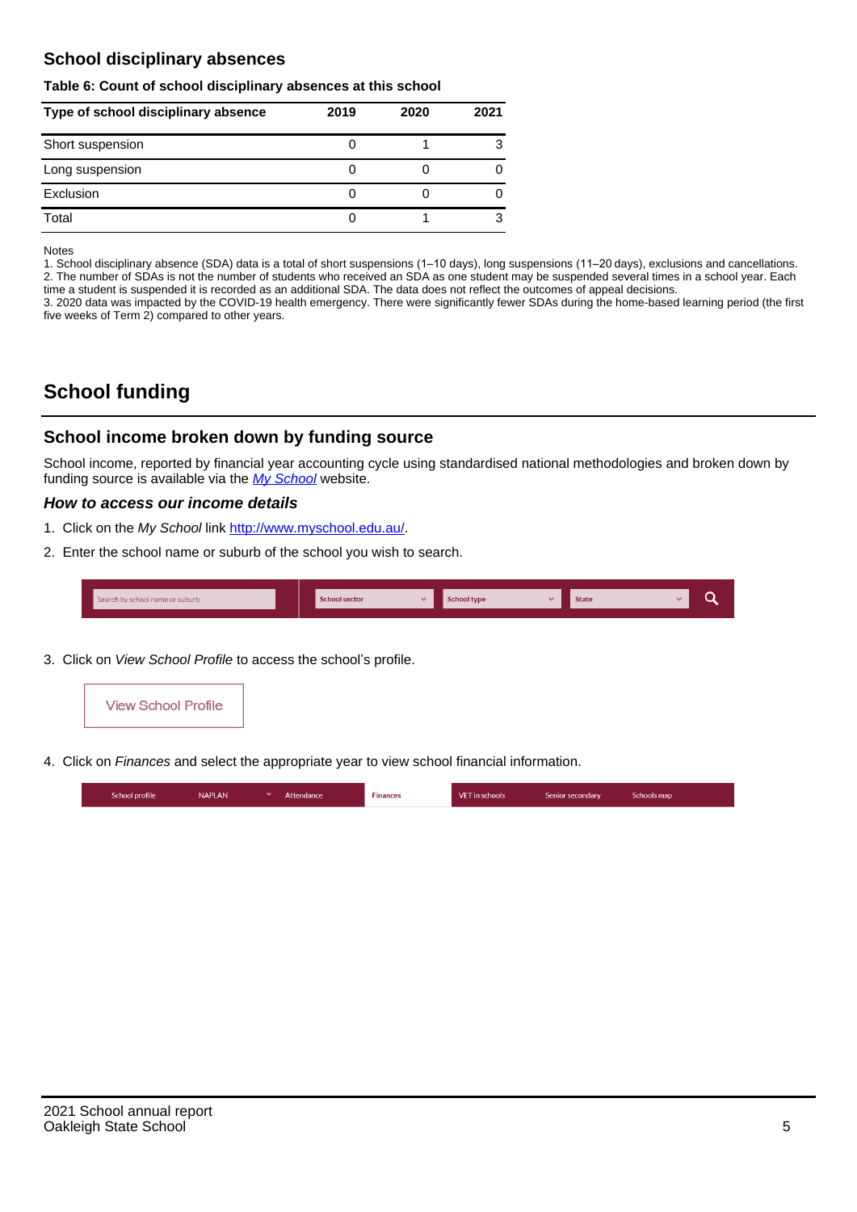## School disciplinary absences

**Table 6: Count of school disciplinary absences at this school**

| Type of school disciplinary absence | 2019 | 2020 | 2021 |
|---|---|---|---|
| Short suspension | 0 | 1 | 3 |
| Long suspension | 0 | 0 | 0 |
| Exclusion | 0 | 0 | 0 |
| Total | 0 | 1 | 3 |

Notes

1. School disciplinary absence (SDA) data is a total of short suspensions (1–10 days), long suspensions (11–20 days), exclusions and cancellations.
2. The number of SDAs is not the number of students who received an SDA as one student may be suspended several times in a school year. Each time a student is suspended it is recorded as an additional SDA. The data does not reflect the outcomes of appeal decisions.
3. 2020 data was impacted by the COVID-19 health emergency. There were significantly fewer SDAs during the home-based learning period (the first five weeks of Term 2) compared to other years.

# School funding

## School income broken down by funding source

School income, reported by financial year accounting cycle using standardised national methodologies and broken down by funding source is available via the *My School* website.

### *How to access our income details*

1. Click on the *My School* link http://www.myschool.edu.au/.
2. Enter the school name or suburb of the school you wish to search.

Search by school name or suburb | School sector | School type | State

3. Click on *View School Profile* to access the school's profile.

View School Profile

4. Click on *Finances* and select the appropriate year to view school financial information.

School profile | NAPLAN | Attendance | Finances | VET in schools | Senior secondary | Schools map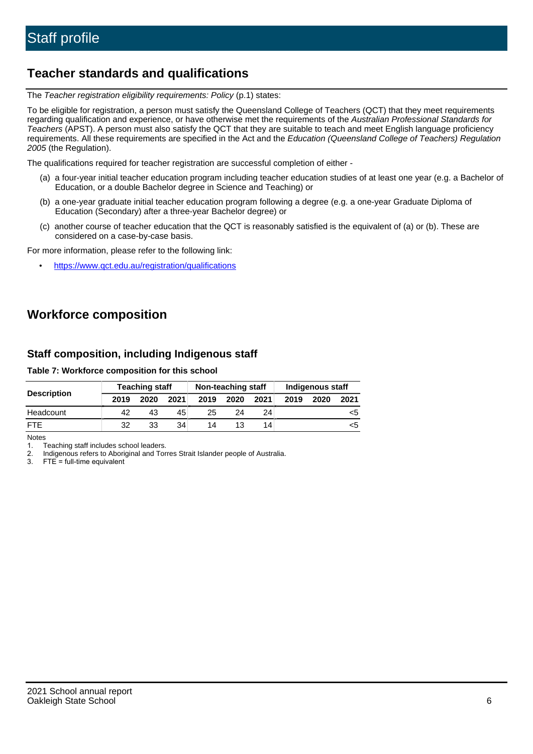# Staff profile

## Teacher standards and qualifications

The *Teacher registration eligibility requirements: Policy* (p.1) states:

To be eligible for registration, a person must satisfy the Queensland College of Teachers (QCT) that they meet requirements regarding qualification and experience, or have otherwise met the requirements of the *Australian Professional Standards for Teachers* (APST). A person must also satisfy the QCT that they are suitable to teach and meet English language proficiency requirements. All these requirements are specified in the Act and the *Education (Queensland College of Teachers) Regulation 2005* (the Regulation).

The qualifications required for teacher registration are successful completion of either -

(a) a four-year initial teacher education program including teacher education studies of at least one year (e.g. a Bachelor of Education, or a double Bachelor degree in Science and Teaching) or

(b) a one-year graduate initial teacher education program following a degree (e.g. a one-year Graduate Diploma of Education (Secondary) after a three-year Bachelor degree) or

(c) another course of teacher education that the QCT is reasonably satisfied is the equivalent of (a) or (b). These are considered on a case-by-case basis.

For more information, please refer to the following link:

- https://www.qct.edu.au/registration/qualifications

## Workforce composition

### Staff composition, including Indigenous staff

**Table 7: Workforce composition for this school**

| Description | Teaching staff | | | Non-teaching staff | | | Indigenous staff | | |
|---|---|---|---|---|---|---|---|---|---|
| | 2019 | 2020 | 2021 | 2019 | 2020 | 2021 | 2019 | 2020 | 2021 |
| Headcount | 42 | 43 | 45 | 25 | 24 | 24 | | | <5 |
| FTE | 32 | 33 | 34 | 14 | 13 | 14 | | | <5 |

Notes

1. Teaching staff includes school leaders.
2. Indigenous refers to Aboriginal and Torres Strait Islander people of Australia.
3. FTE = full-time equivalent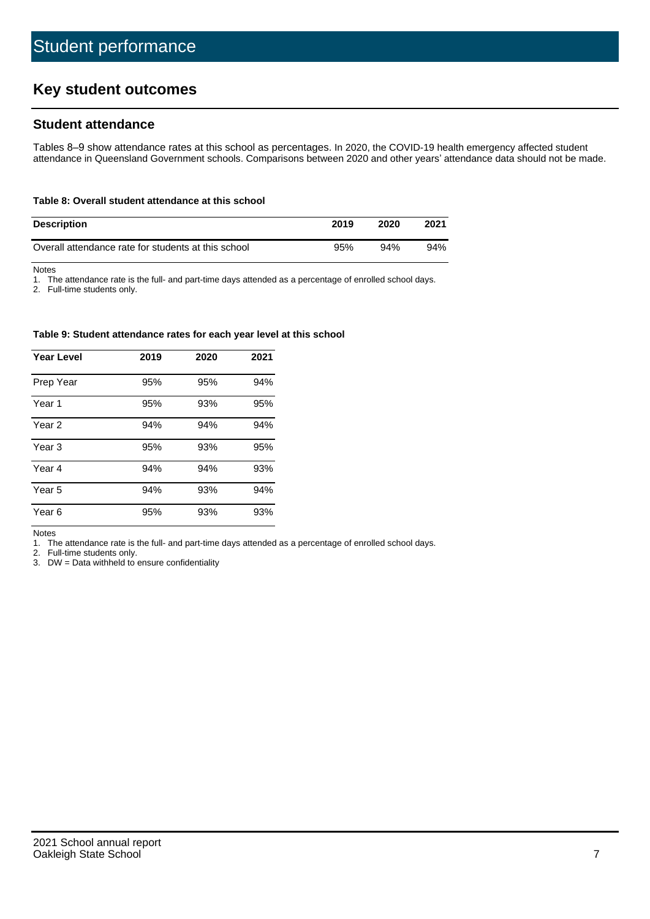# Student performance

## Key student outcomes

### Student attendance

Tables 8–9 show attendance rates at this school as percentages. In 2020, the COVID-19 health emergency affected student attendance in Queensland Government schools. Comparisons between 2020 and other years' attendance data should not be made.

**Table 8: Overall student attendance at this school**

| Description | 2019 | 2020 | 2021 |
|---|---|---|---|
| Overall attendance rate for students at this school | 95% | 94% | 94% |

Notes

1. The attendance rate is the full- and part-time days attended as a percentage of enrolled school days.
2. Full-time students only.

**Table 9: Student attendance rates for each year level at this school**

| Year Level | 2019 | 2020 | 2021 |
|---|---|---|---|
| Prep Year | 95% | 95% | 94% |
| Year 1 | 95% | 93% | 95% |
| Year 2 | 94% | 94% | 94% |
| Year 3 | 95% | 93% | 95% |
| Year 4 | 94% | 94% | 93% |
| Year 5 | 94% | 93% | 94% |
| Year 6 | 95% | 93% | 93% |

Notes

1. The attendance rate is the full- and part-time days attended as a percentage of enrolled school days.
2. Full-time students only.
3. DW = Data withheld to ensure confidentiality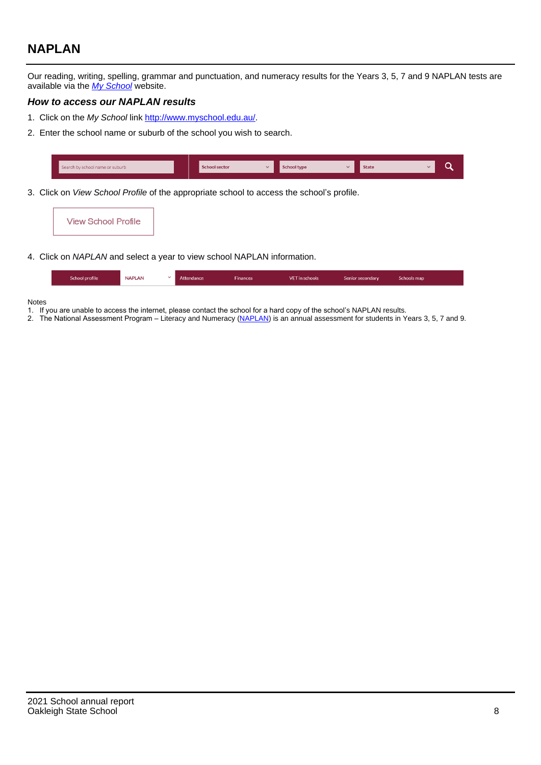## NAPLAN

Our reading, writing, spelling, grammar and punctuation, and numeracy results for the Years 3, 5, 7 and 9 NAPLAN tests are available via the *My School* website.

### *How to access our NAPLAN results*

1. Click on the *My School* link http://www.myschool.edu.au/.
2. Enter the school name or suburb of the school you wish to search.

Search by school name or suburb | School sector | School type | State

3. Click on *View School Profile* of the appropriate school to access the school's profile.

View School Profile

4. Click on *NAPLAN* and select a year to view school NAPLAN information.

School profile | NAPLAN | Attendance | Finances | VET in schools | Senior secondary | Schools map

Notes

1. If you are unable to access the internet, please contact the school for a hard copy of the school's NAPLAN results.
2. The National Assessment Program – Literacy and Numeracy (NAPLAN) is an annual assessment for students in Years 3, 5, 7 and 9.